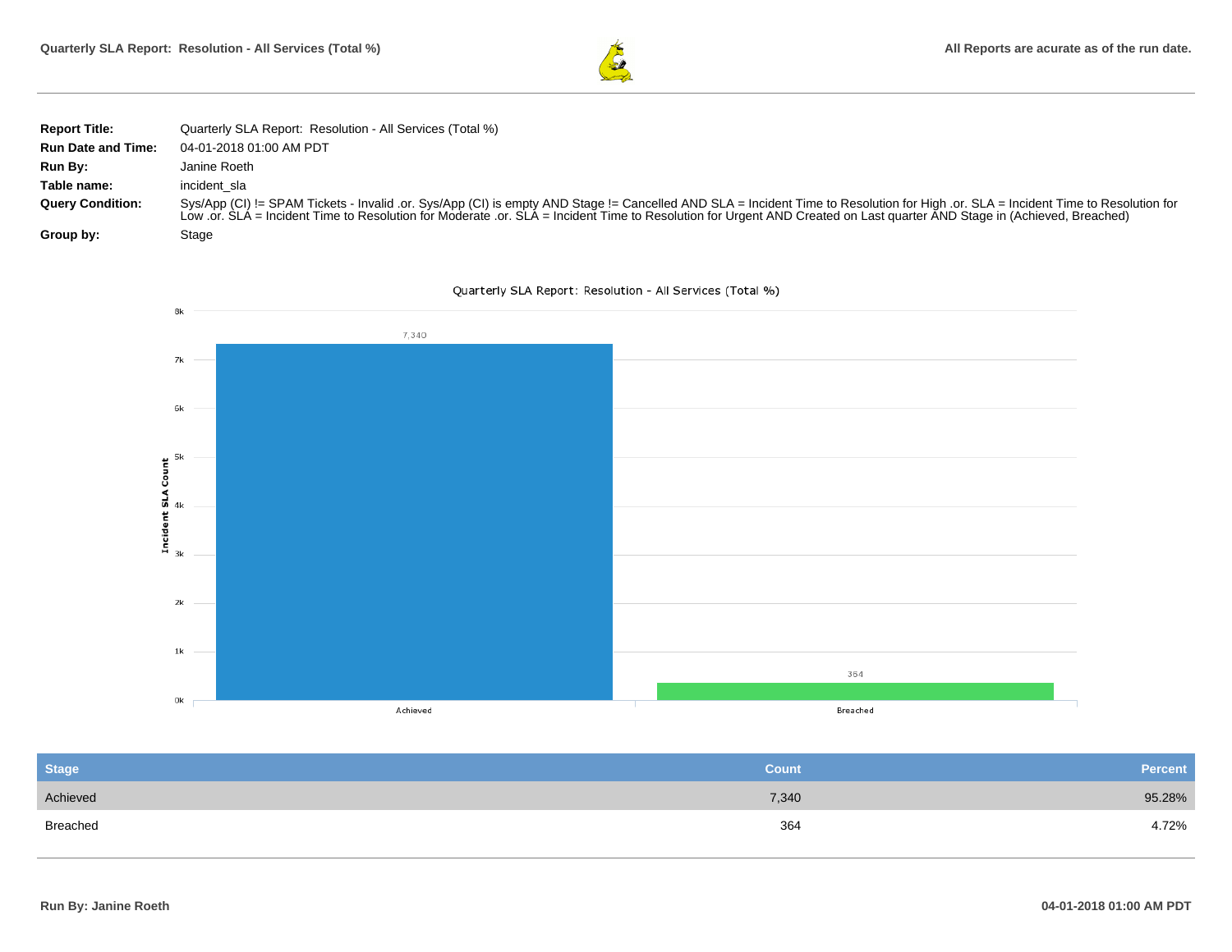# Quarterly SLA Report: Resolution - All Services (Total %)

All Reports are acurate as of the run date.

| | |
|---|---|
| **Report Title:** | Quarterly SLA Report: Resolution - All Services (Total %) |
| **Run Date and Time:** | 04-01-2018 01:00 AM PDT |
| **Run By:** | Janine Roeth |
| **Table name:** | incident_sla |
| **Query Condition:** | Sys/App (CI) != SPAM Tickets - Invalid .or. Sys/App (CI) is empty AND Stage != Cancelled AND SLA = Incident Time to Resolution for High .or. SLA = Incident Time to Resolution for Low .or. SLA = Incident Time to Resolution for Moderate .or. SLA = Incident Time to Resolution for Urgent AND Created on Last quarter AND Stage in (Achieved, Breached) |
| **Group by:** | Stage |

Quarterly SLA Report: Resolution - All Services (Total %)

| Stage | Count | Percent |
|---|---|---|
| Achieved | 7,340 | 95.28% |
| Breached | 364 | 4.72% |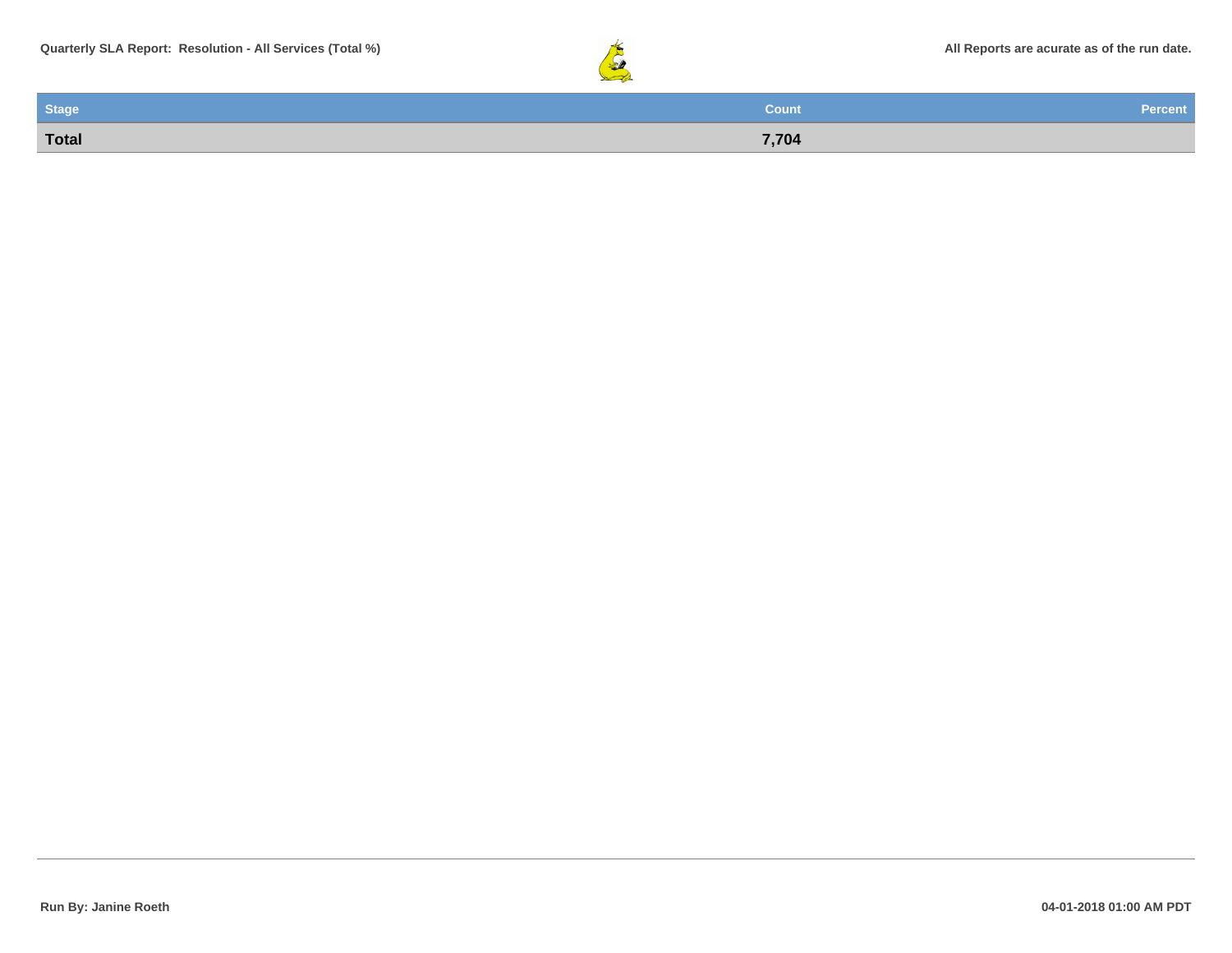| Stage | Count | Percent |
| --- | --- | --- |
| **Total** | **7,704** | |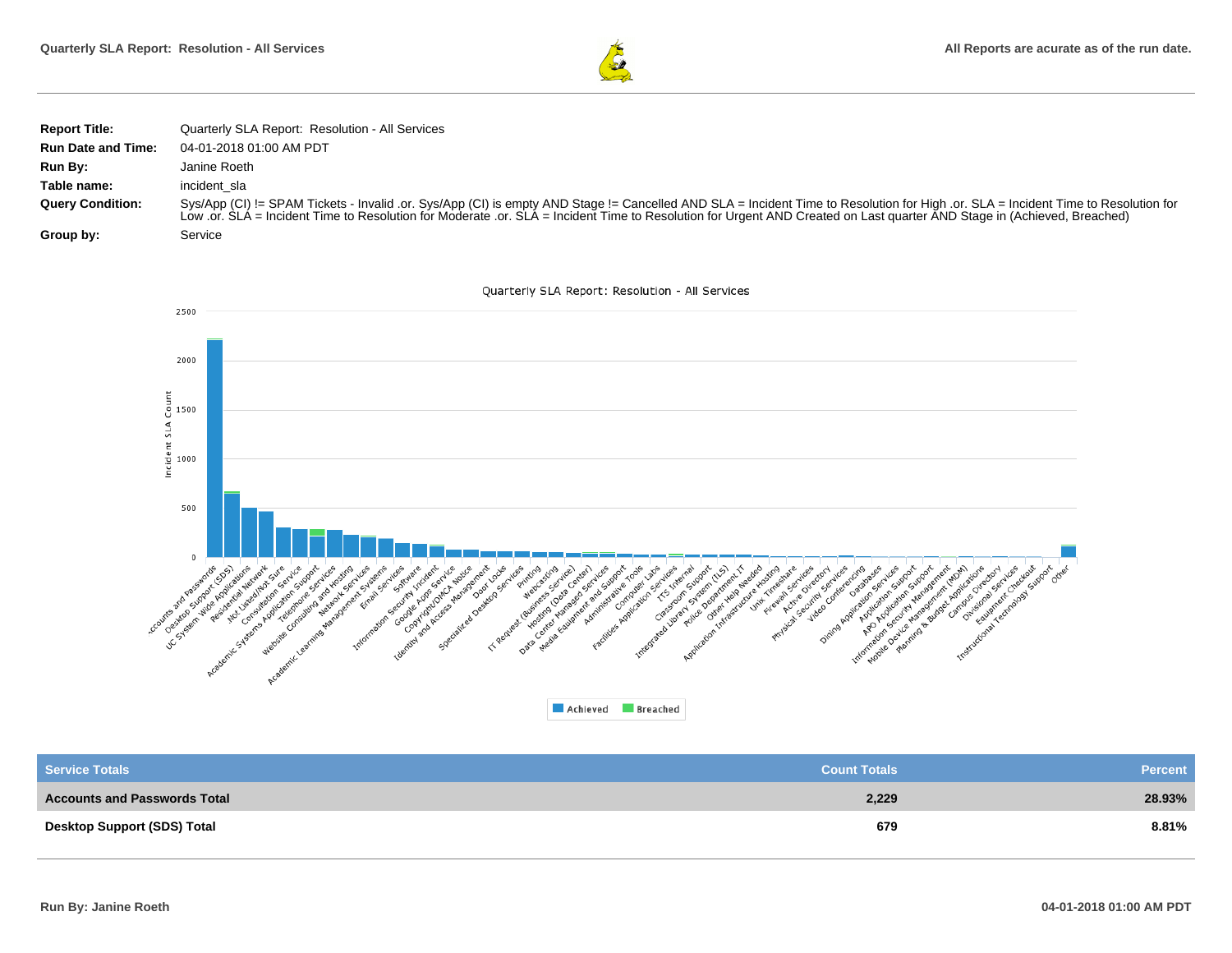| | |
|---|---|
| **Report Title:** | Quarterly SLA Report: Resolution - All Services |
| **Run Date and Time:** | 04-01-2018 01:00 AM PDT |
| **Run By:** | Janine Roeth |
| **Table name:** | incident_sla |
| **Query Condition:** | Sys/App (CI) != SPAM Tickets - Invalid .or. Sys/App (CI) is empty AND Stage != Cancelled AND SLA = Incident Time to Resolution for High .or. SLA = Incident Time to Resolution for Low .or. SLA = Incident Time to Resolution for Moderate .or. SLA = Incident Time to Resolution for Urgent AND Created on Last quarter AND Stage in (Achieved, Breached) |
| **Group by:** | Service |

Quarterly SLA Report: Resolution - All Services

| Service Totals | Count Totals | Percent |
|---|---|---|
| **Accounts and Passwords Total** | **2,229** | **28.93%** |
| **Desktop Support (SDS) Total** | **679** | **8.81%** |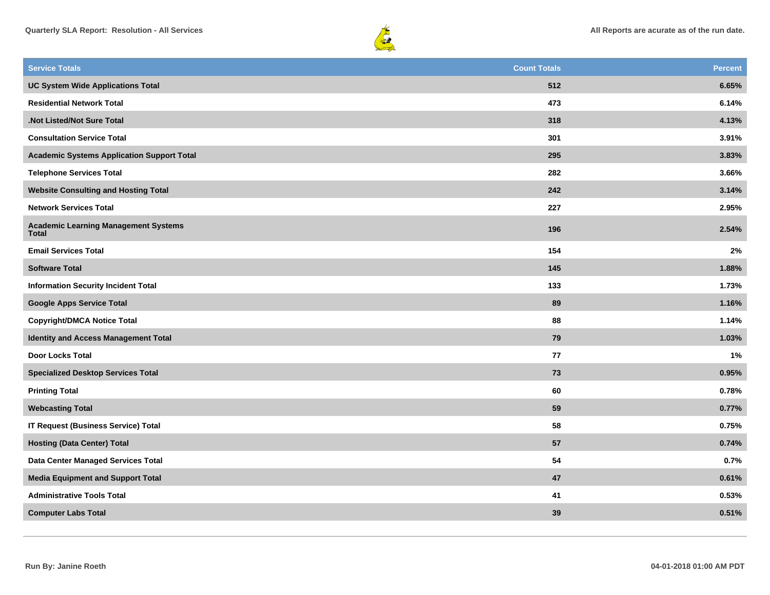| Service Totals | Count Totals | Percent |
|---|---|---|
| UC System Wide Applications Total | 512 | 6.65% |
| Residential Network Total | 473 | 6.14% |
| .Not Listed/Not Sure Total | 318 | 4.13% |
| Consultation Service Total | 301 | 3.91% |
| Academic Systems Application Support Total | 295 | 3.83% |
| Telephone Services Total | 282 | 3.66% |
| Website Consulting and Hosting Total | 242 | 3.14% |
| Network Services Total | 227 | 2.95% |
| Academic Learning Management Systems Total | 196 | 2.54% |
| Email Services Total | 154 | 2% |
| Software Total | 145 | 1.88% |
| Information Security Incident Total | 133 | 1.73% |
| Google Apps Service Total | 89 | 1.16% |
| Copyright/DMCA Notice Total | 88 | 1.14% |
| Identity and Access Management Total | 79 | 1.03% |
| Door Locks Total | 77 | 1% |
| Specialized Desktop Services Total | 73 | 0.95% |
| Printing Total | 60 | 0.78% |
| Webcasting Total | 59 | 0.77% |
| IT Request (Business Service) Total | 58 | 0.75% |
| Hosting (Data Center) Total | 57 | 0.74% |
| Data Center Managed Services Total | 54 | 0.7% |
| Media Equipment and Support Total | 47 | 0.61% |
| Administrative Tools Total | 41 | 0.53% |
| Computer Labs Total | 39 | 0.51% |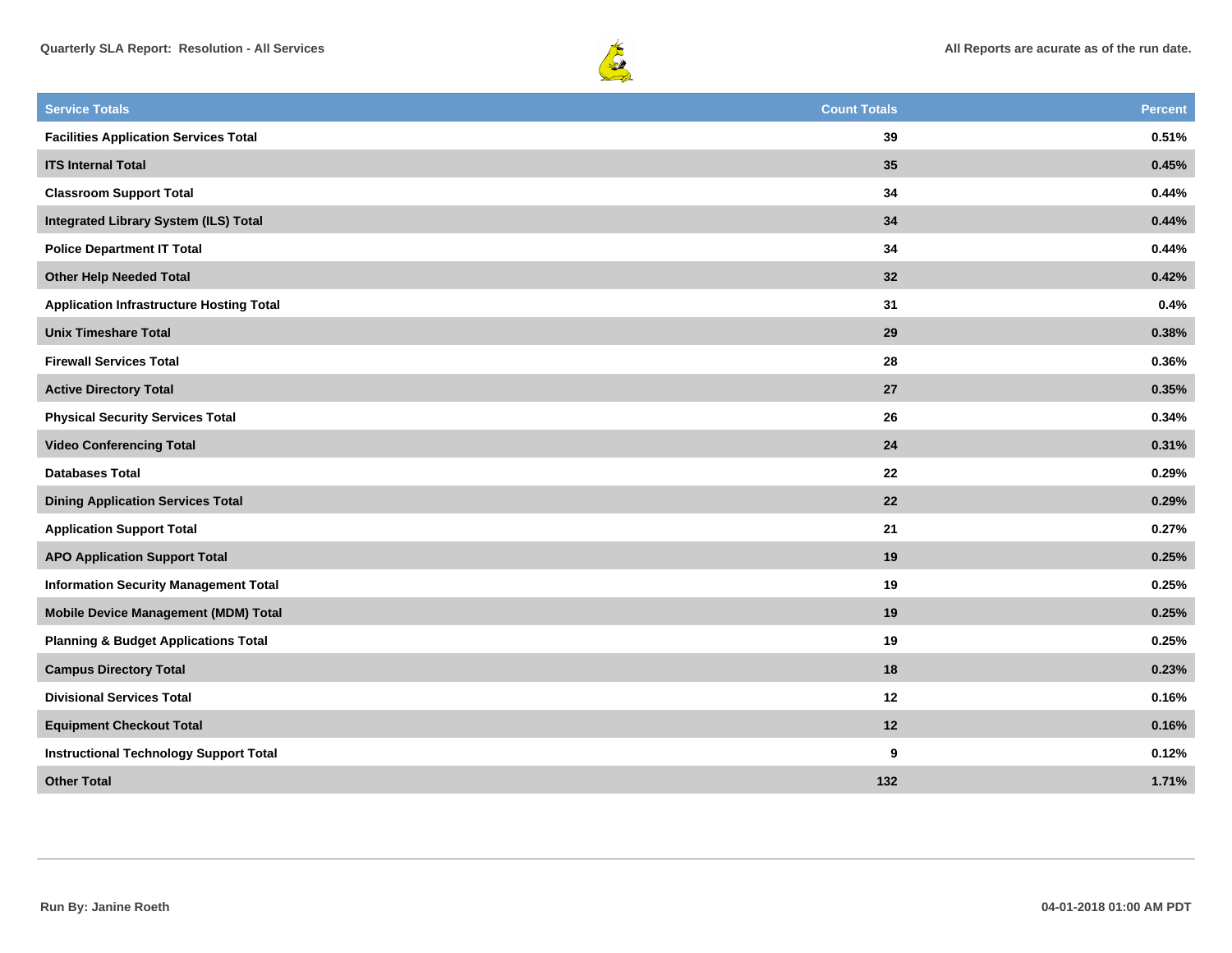| Service Totals | Count Totals | Percent |
|---|---|---|
| **Facilities Application Services Total** | **39** | **0.51%** |
| **ITS Internal Total** | **35** | **0.45%** |
| **Classroom Support Total** | **34** | **0.44%** |
| **Integrated Library System (ILS) Total** | **34** | **0.44%** |
| **Police Department IT Total** | **34** | **0.44%** |
| **Other Help Needed Total** | **32** | **0.42%** |
| **Application Infrastructure Hosting Total** | **31** | **0.4%** |
| **Unix Timeshare Total** | **29** | **0.38%** |
| **Firewall Services Total** | **28** | **0.36%** |
| **Active Directory Total** | **27** | **0.35%** |
| **Physical Security Services Total** | **26** | **0.34%** |
| **Video Conferencing Total** | **24** | **0.31%** |
| **Databases Total** | **22** | **0.29%** |
| **Dining Application Services Total** | **22** | **0.29%** |
| **Application Support Total** | **21** | **0.27%** |
| **APO Application Support Total** | **19** | **0.25%** |
| **Information Security Management Total** | **19** | **0.25%** |
| **Mobile Device Management (MDM) Total** | **19** | **0.25%** |
| **Planning & Budget Applications Total** | **19** | **0.25%** |
| **Campus Directory Total** | **18** | **0.23%** |
| **Divisional Services Total** | **12** | **0.16%** |
| **Equipment Checkout Total** | **12** | **0.16%** |
| **Instructional Technology Support Total** | **9** | **0.12%** |
| **Other Total** | **132** | **1.71%** |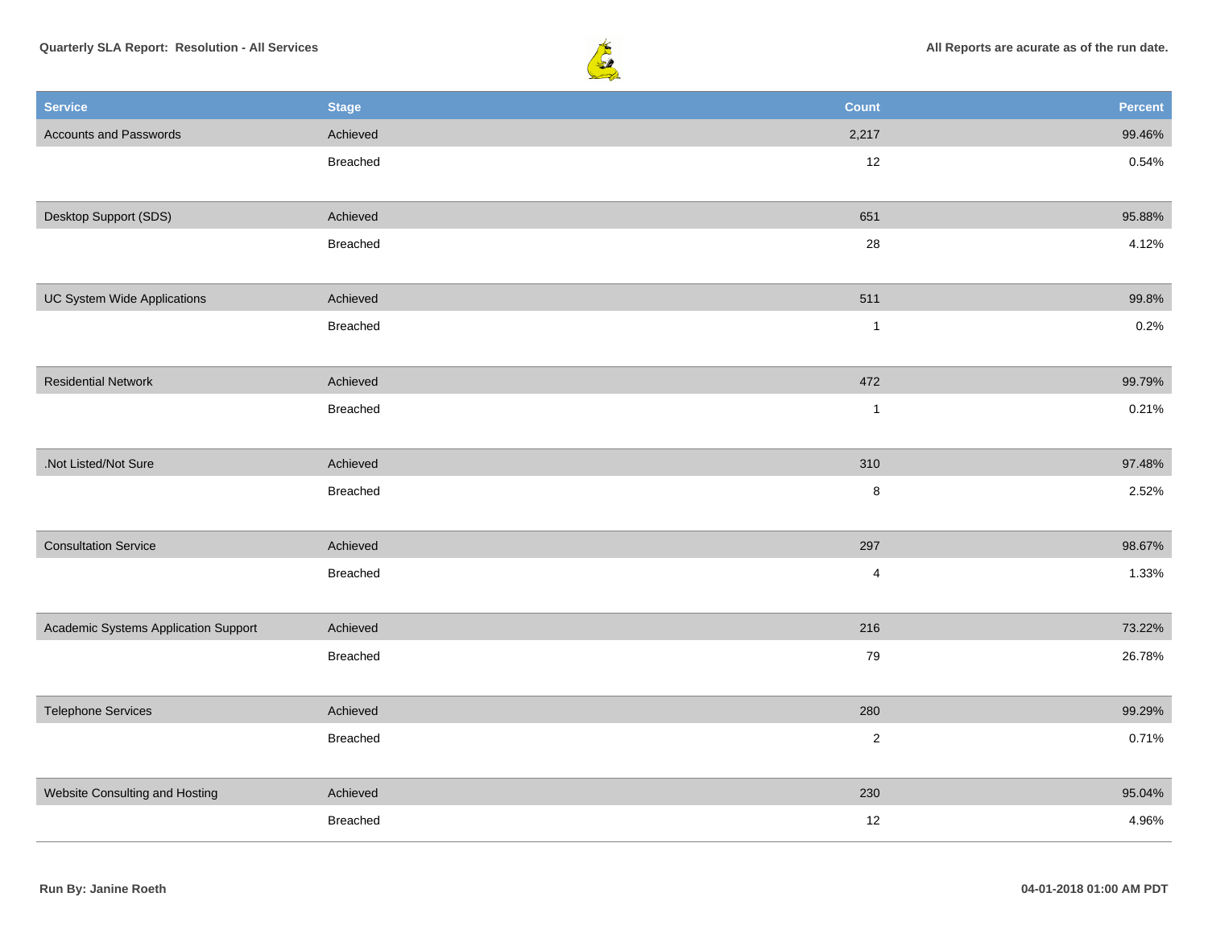Quarterly SLA Report: Resolution - All Services

All Reports are acurate as of the run date.

| Service | Stage | Count | Percent |
|---|---|---|---|
| Accounts and Passwords | Achieved | 2,217 | 99.46% |
| | Breached | 12 | 0.54% |
| Desktop Support (SDS) | Achieved | 651 | 95.88% |
| | Breached | 28 | 4.12% |
| UC System Wide Applications | Achieved | 511 | 99.8% |
| | Breached | 1 | 0.2% |
| Residential Network | Achieved | 472 | 99.79% |
| | Breached | 1 | 0.21% |
| .Not Listed/Not Sure | Achieved | 310 | 97.48% |
| | Breached | 8 | 2.52% |
| Consultation Service | Achieved | 297 | 98.67% |
| | Breached | 4 | 1.33% |
| Academic Systems Application Support | Achieved | 216 | 73.22% |
| | Breached | 79 | 26.78% |
| Telephone Services | Achieved | 280 | 99.29% |
| | Breached | 2 | 0.71% |
| Website Consulting and Hosting | Achieved | 230 | 95.04% |
| | Breached | 12 | 4.96% |

**Run By: Janine Roeth**

**04-01-2018 01:00 AM PDT**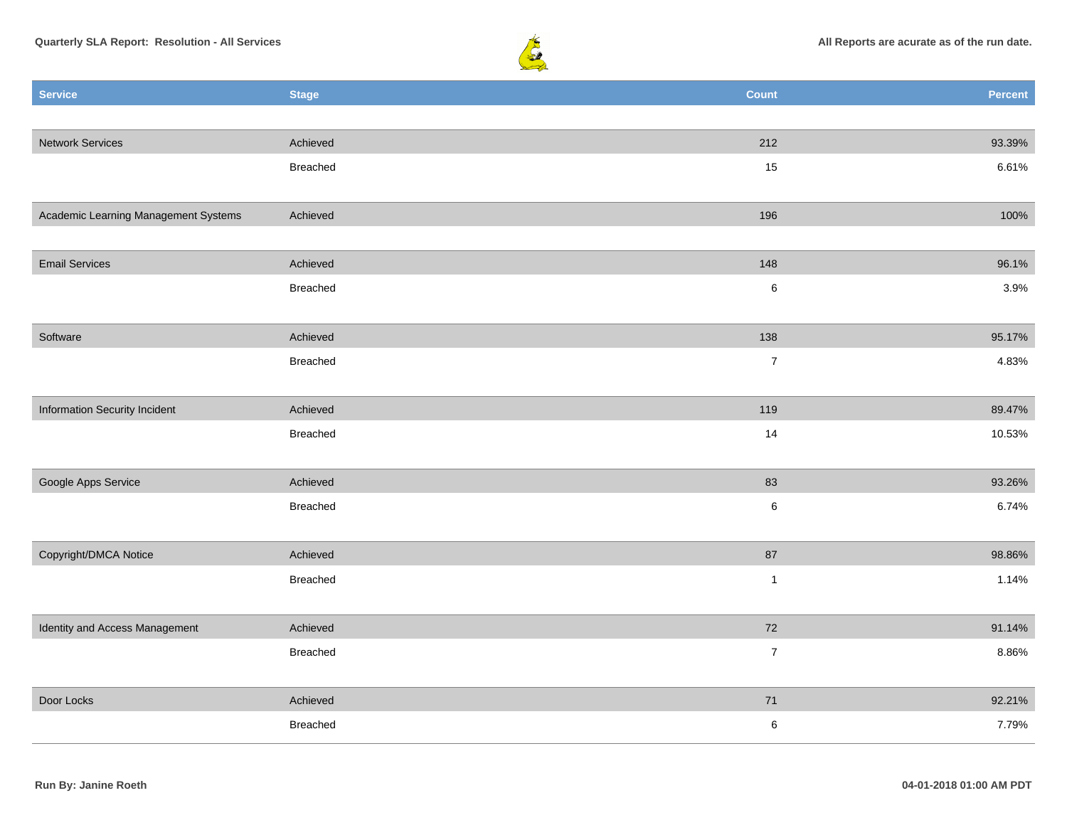| Service | Stage | Count | Percent |
|---|---|---|---|
| Network Services | Achieved | 212 | 93.39% |
| | Breached | 15 | 6.61% |
| Academic Learning Management Systems | Achieved | 196 | 100% |
| Email Services | Achieved | 148 | 96.1% |
| | Breached | 6 | 3.9% |
| Software | Achieved | 138 | 95.17% |
| | Breached | 7 | 4.83% |
| Information Security Incident | Achieved | 119 | 89.47% |
| | Breached | 14 | 10.53% |
| Google Apps Service | Achieved | 83 | 93.26% |
| | Breached | 6 | 6.74% |
| Copyright/DMCA Notice | Achieved | 87 | 98.86% |
| | Breached | 1 | 1.14% |
| Identity and Access Management | Achieved | 72 | 91.14% |
| | Breached | 7 | 8.86% |
| Door Locks | Achieved | 71 | 92.21% |
| | Breached | 6 | 7.79% |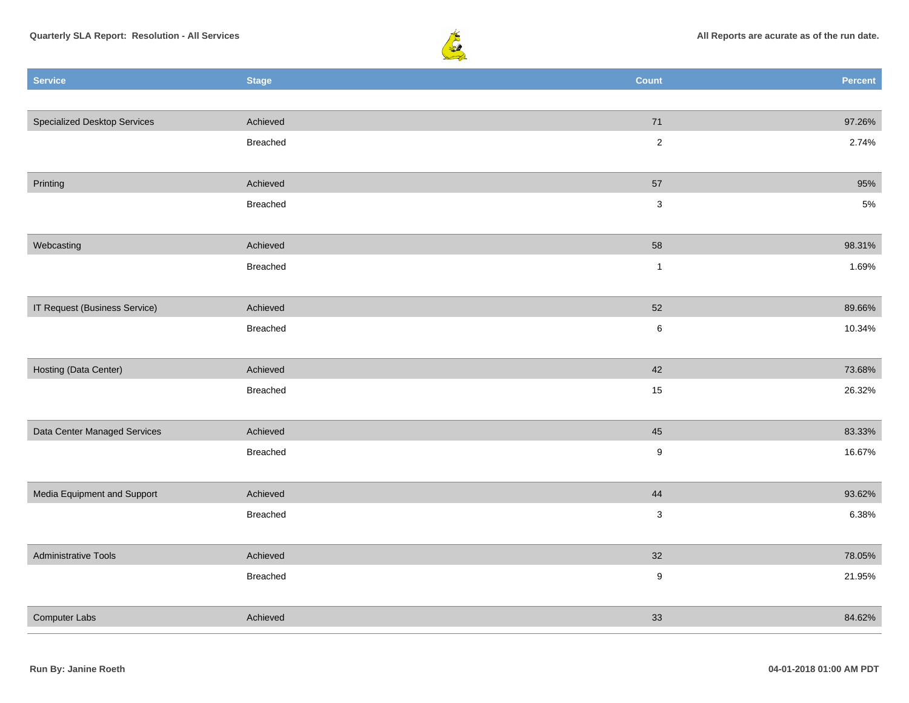| Service | Stage | Count | Percent |
| --- | --- | --- | --- |
| Specialized Desktop Services | Achieved | 71 | 97.26% |
| | Breached | 2 | 2.74% |
| Printing | Achieved | 57 | 95% |
| | Breached | 3 | 5% |
| Webcasting | Achieved | 58 | 98.31% |
| | Breached | 1 | 1.69% |
| IT Request (Business Service) | Achieved | 52 | 89.66% |
| | Breached | 6 | 10.34% |
| Hosting (Data Center) | Achieved | 42 | 73.68% |
| | Breached | 15 | 26.32% |
| Data Center Managed Services | Achieved | 45 | 83.33% |
| | Breached | 9 | 16.67% |
| Media Equipment and Support | Achieved | 44 | 93.62% |
| | Breached | 3 | 6.38% |
| Administrative Tools | Achieved | 32 | 78.05% |
| | Breached | 9 | 21.95% |
| Computer Labs | Achieved | 33 | 84.62% |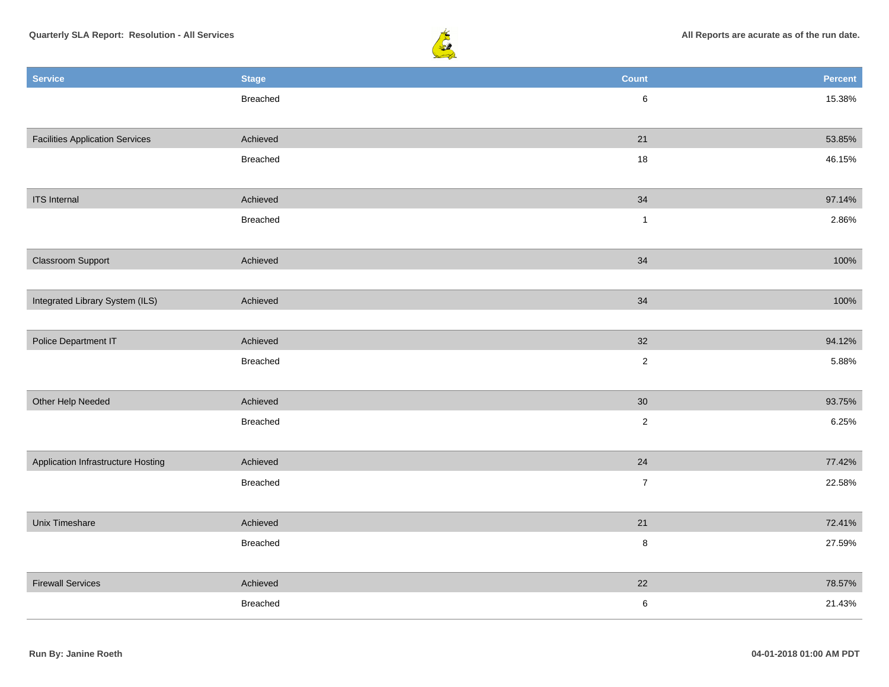| Service | Stage | Count | Percent |
|---|---|---|---|
| | Breached | 6 | 15.38% |
| Facilities Application Services | Achieved | 21 | 53.85% |
| | Breached | 18 | 46.15% |
| ITS Internal | Achieved | 34 | 97.14% |
| | Breached | 1 | 2.86% |
| Classroom Support | Achieved | 34 | 100% |
| Integrated Library System (ILS) | Achieved | 34 | 100% |
| Police Department IT | Achieved | 32 | 94.12% |
| | Breached | 2 | 5.88% |
| Other Help Needed | Achieved | 30 | 93.75% |
| | Breached | 2 | 6.25% |
| Application Infrastructure Hosting | Achieved | 24 | 77.42% |
| | Breached | 7 | 22.58% |
| Unix Timeshare | Achieved | 21 | 72.41% |
| | Breached | 8 | 27.59% |
| Firewall Services | Achieved | 22 | 78.57% |
| | Breached | 6 | 21.43% |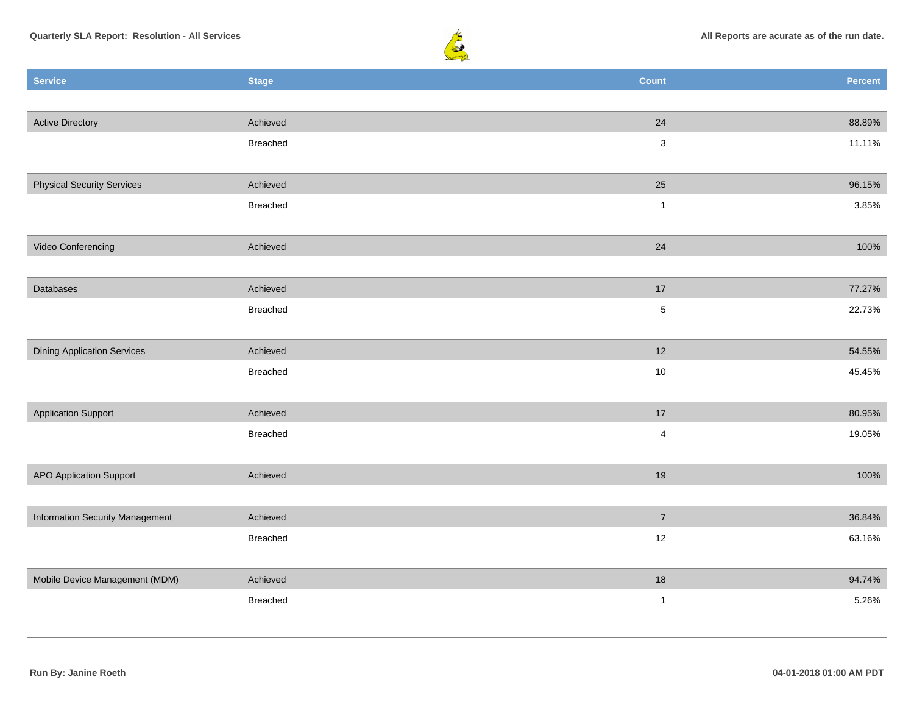Quarterly SLA Report: Resolution - All Services

All Reports are acurate as of the run date.

| Service | Stage | Count | Percent |
|---|---|---|---|
| Active Directory | Achieved | 24 | 88.89% |
| | Breached | 3 | 11.11% |
| Physical Security Services | Achieved | 25 | 96.15% |
| | Breached | 1 | 3.85% |
| Video Conferencing | Achieved | 24 | 100% |
| Databases | Achieved | 17 | 77.27% |
| | Breached | 5 | 22.73% |
| Dining Application Services | Achieved | 12 | 54.55% |
| | Breached | 10 | 45.45% |
| Application Support | Achieved | 17 | 80.95% |
| | Breached | 4 | 19.05% |
| APO Application Support | Achieved | 19 | 100% |
| Information Security Management | Achieved | 7 | 36.84% |
| | Breached | 12 | 63.16% |
| Mobile Device Management (MDM) | Achieved | 18 | 94.74% |
| | Breached | 1 | 5.26% |

**Run By: Janine Roeth**

**04-01-2018 01:00 AM PDT**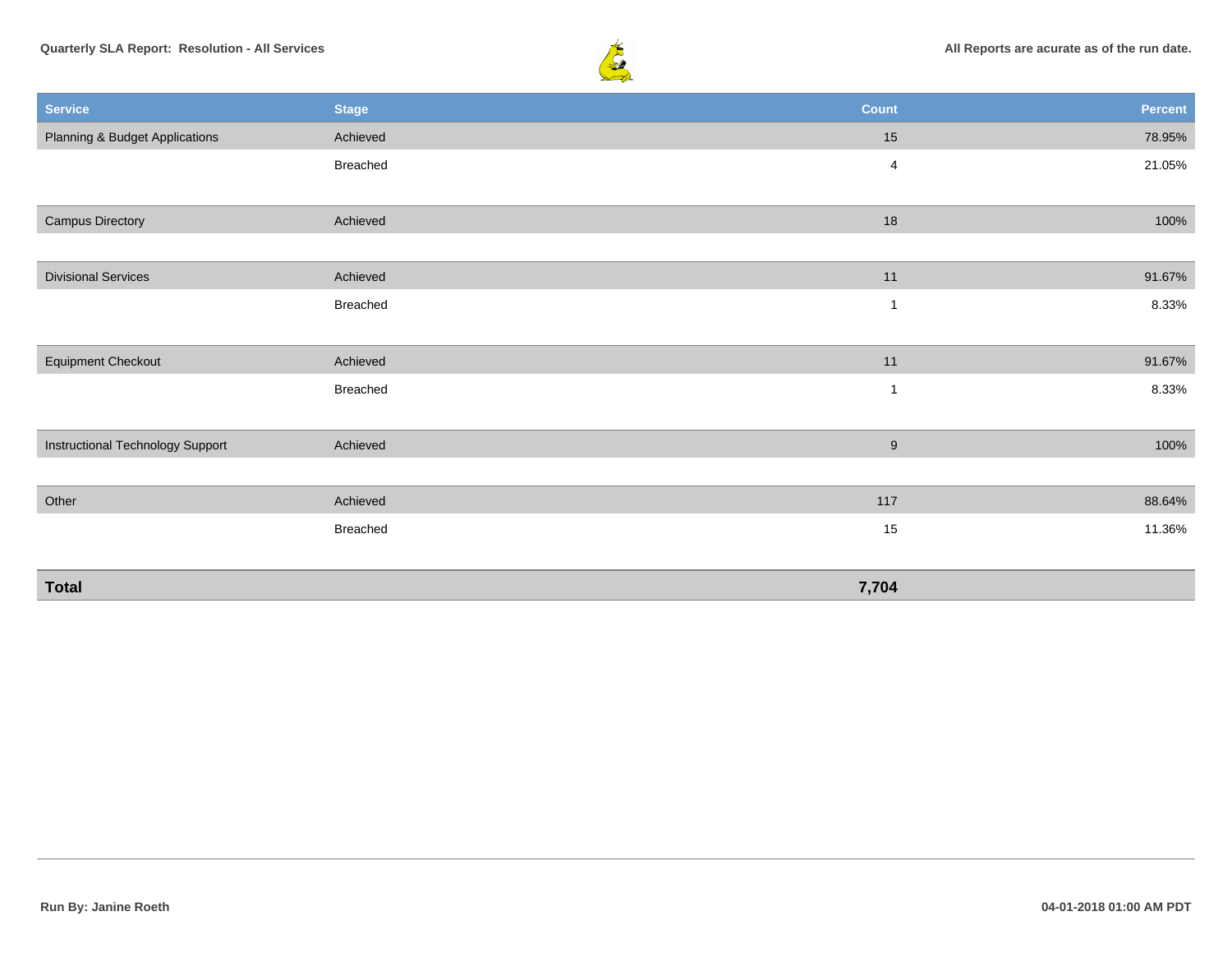**Quarterly SLA Report: Resolution - All Services**

**All Reports are acurate as of the run date.**

| Service | Stage | Count | Percent |
| --- | --- | --- | --- |
| Planning & Budget Applications | Achieved | 15 | 78.95% |
| | Breached | 4 | 21.05% |
| Campus Directory | Achieved | 18 | 100% |
| Divisional Services | Achieved | 11 | 91.67% |
| | Breached | 1 | 8.33% |
| Equipment Checkout | Achieved | 11 | 91.67% |
| | Breached | 1 | 8.33% |
| Instructional Technology Support | Achieved | 9 | 100% |
| Other | Achieved | 117 | 88.64% |
| | Breached | 15 | 11.36% |
| **Total** | | **7,704** | |

**Run By: Janine Roeth**

**04-01-2018 01:00 AM PDT**